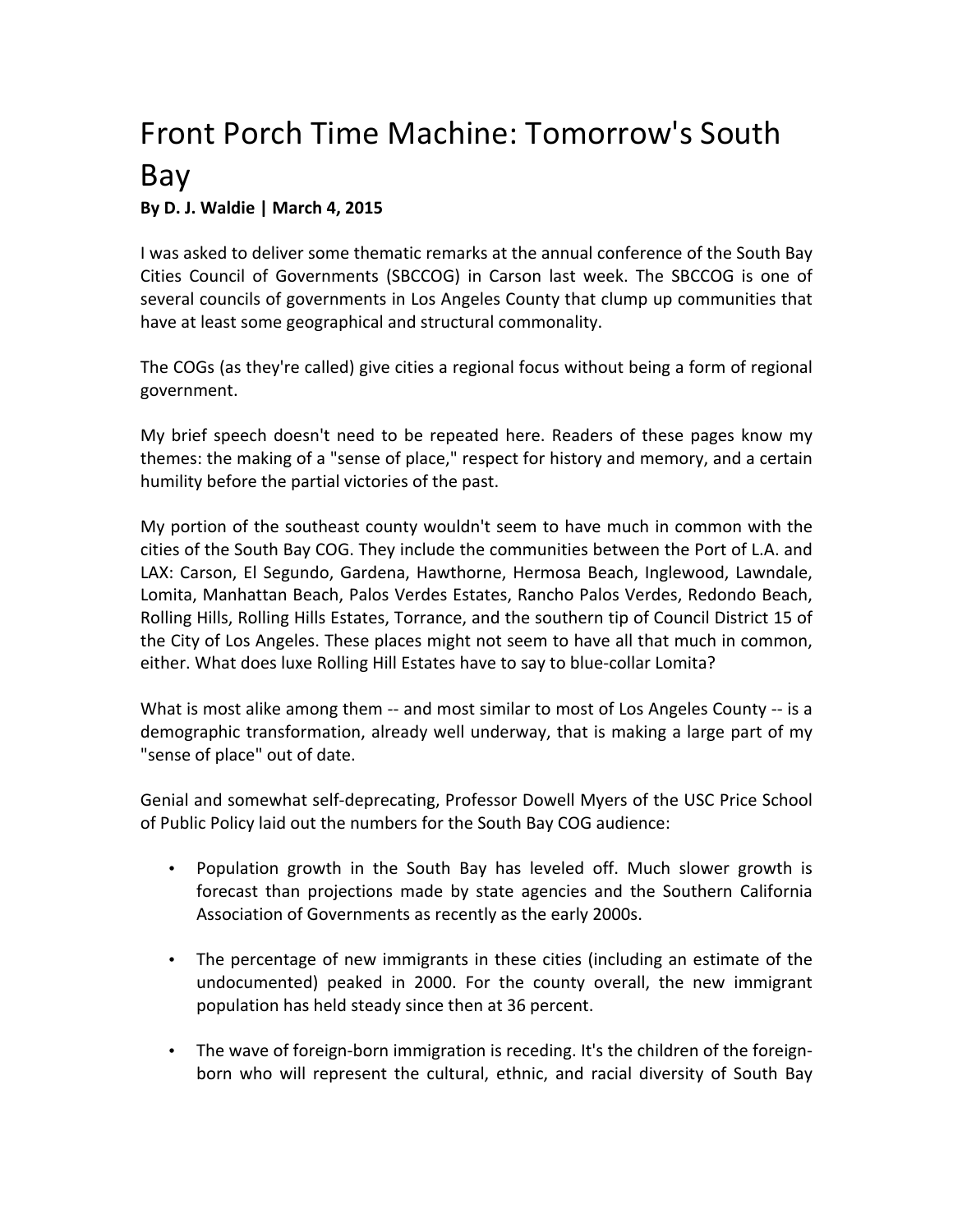# Front Porch Time Machine: Tomorrow's South Bay

**By D. J. Waldie | March 4, 2015**

I was asked to deliver some thematic remarks at the annual conference of the South Bay Cities Council of Governments (SBCCOG) in Carson last week. The SBCCOG is one of several councils of governments in Los Angeles County that clump up communities that have at least some geographical and structural commonality.

The COGs (as they're called) give cities a regional focus without being a form of regional government.

My brief speech doesn't need to be repeated here. Readers of these pages know my themes: the making of a "sense of place," respect for history and memory, and a certain humility before the partial victories of the past.

My portion of the southeast county wouldn't seem to have much in common with the cities of the South Bay COG. They include the communities between the Port of L.A. and LAX: Carson, El Segundo, Gardena, Hawthorne, Hermosa Beach, Inglewood, Lawndale, Lomita, Manhattan Beach, Palos Verdes Estates, Rancho Palos Verdes, Redondo Beach, Rolling Hills, Rolling Hills Estates, Torrance, and the southern tip of Council District 15 of the City of Los Angeles. These places might not seem to have all that much in common, either. What does luxe Rolling Hill Estates have to say to blue-collar Lomita?

What is most alike among them -- and most similar to most of Los Angeles County -- is a demographic transformation, already well underway, that is making a large part of my "sense of place" out of date.

Genial and somewhat self-deprecating, Professor Dowell Myers of the USC Price School of Public Policy laid out the numbers for the South Bay COG audience:

- Population growth in the South Bay has leveled off. Much slower growth is forecast than projections made by state agencies and the Southern California Association of Governments as recently as the early 2000s.
- The percentage of new immigrants in these cities (including an estimate of the undocumented) peaked in 2000. For the county overall, the new immigrant population has held steady since then at 36 percent.
- The wave of foreign-born immigration is receding. It's the children of the foreign-born who will represent the cultural, ethnic, and racial diversity of South Bay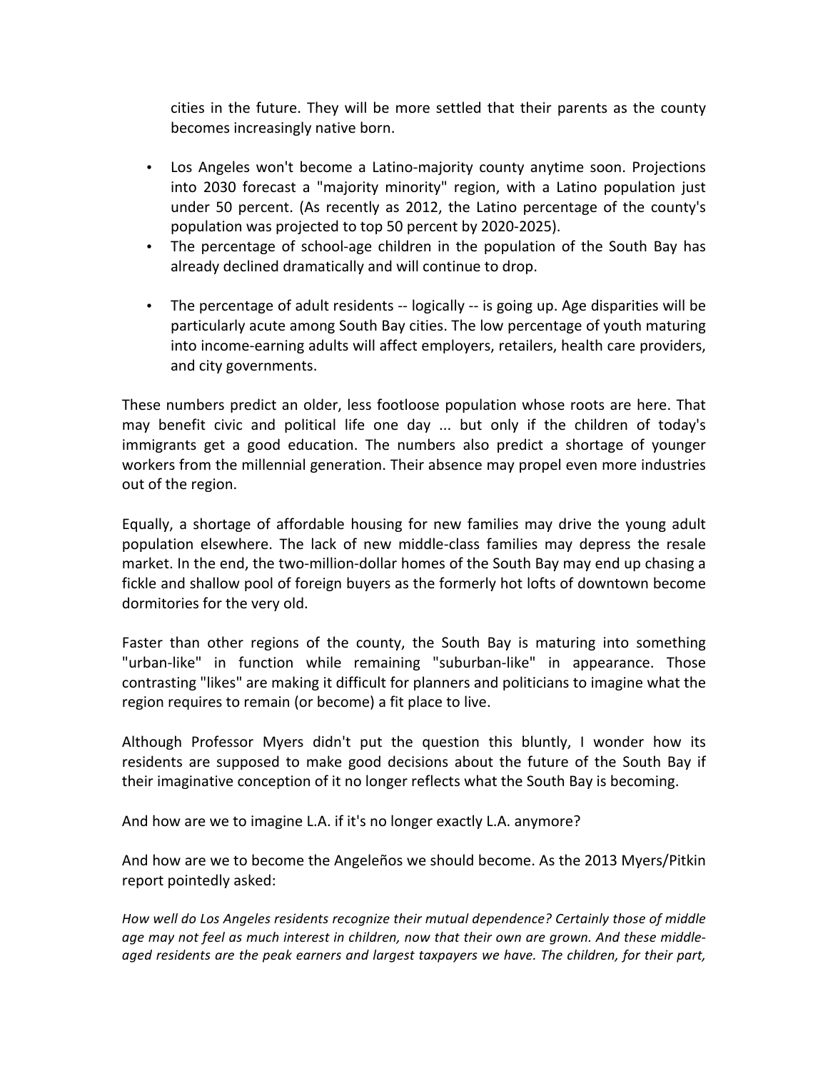cities in the future. They will be more settled that their parents as the county becomes increasingly native born.

- Los Angeles won't become a Latino-majority county anytime soon. Projections into 2030 forecast a "majority minority" region, with a Latino population just under 50 percent. (As recently as 2012, the Latino percentage of the county's population was projected to top 50 percent by 2020-2025).
- The percentage of school-age children in the population of the South Bay has already declined dramatically and will continue to drop.
- The percentage of adult residents -- logically -- is going up. Age disparities will be particularly acute among South Bay cities. The low percentage of youth maturing into income-earning adults will affect employers, retailers, health care providers, and city governments.

These numbers predict an older, less footloose population whose roots are here. That may benefit civic and political life one day ... but only if the children of today's immigrants get a good education. The numbers also predict a shortage of younger workers from the millennial generation. Their absence may propel even more industries out of the region.

Equally, a shortage of affordable housing for new families may drive the young adult population elsewhere. The lack of new middle-class families may depress the resale market. In the end, the two-million-dollar homes of the South Bay may end up chasing a fickle and shallow pool of foreign buyers as the formerly hot lofts of downtown become dormitories for the very old.

Faster than other regions of the county, the South Bay is maturing into something "urban-like" in function while remaining "suburban-like" in appearance. Those contrasting "likes" are making it difficult for planners and politicians to imagine what the region requires to remain (or become) a fit place to live.

Although Professor Myers didn't put the question this bluntly, I wonder how its residents are supposed to make good decisions about the future of the South Bay if their imaginative conception of it no longer reflects what the South Bay is becoming.

And how are we to imagine L.A. if it's no longer exactly L.A. anymore?

And how are we to become the Angeleños we should become. As the 2013 Myers/Pitkin report pointedly asked:

*How well do Los Angeles residents recognize their mutual dependence? Certainly those of middle age may not feel as much interest in children, now that their own are grown. And these middle-aged residents are the peak earners and largest taxpayers we have. The children, for their part,*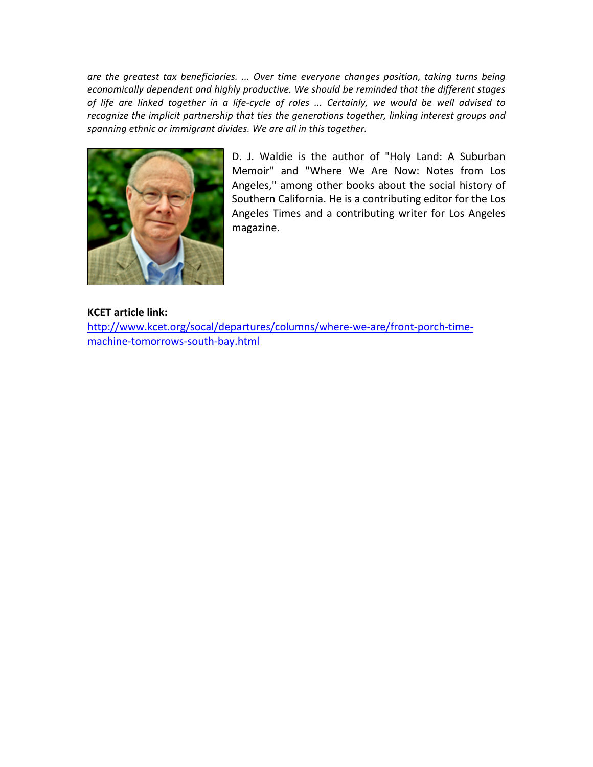*are the greatest tax beneficiaries. ... Over time everyone changes position, taking turns being economically dependent and highly productive. We should be reminded that the different stages of life are linked together in a life-cycle of roles ... Certainly, we would be well advised to recognize the implicit partnership that ties the generations together, linking interest groups and spanning ethnic or immigrant divides. We are all in this together.*

D. J. Waldie is the author of "Holy Land: A Suburban Memoir" and "Where We Are Now: Notes from Los Angeles," among other books about the social history of Southern California. He is a contributing editor for the Los Angeles Times and a contributing writer for Los Angeles magazine.

**KCET article link:**
http://www.kcet.org/socal/departures/columns/where-we-are/front-porch-time-machine-tomorrows-south-bay.html